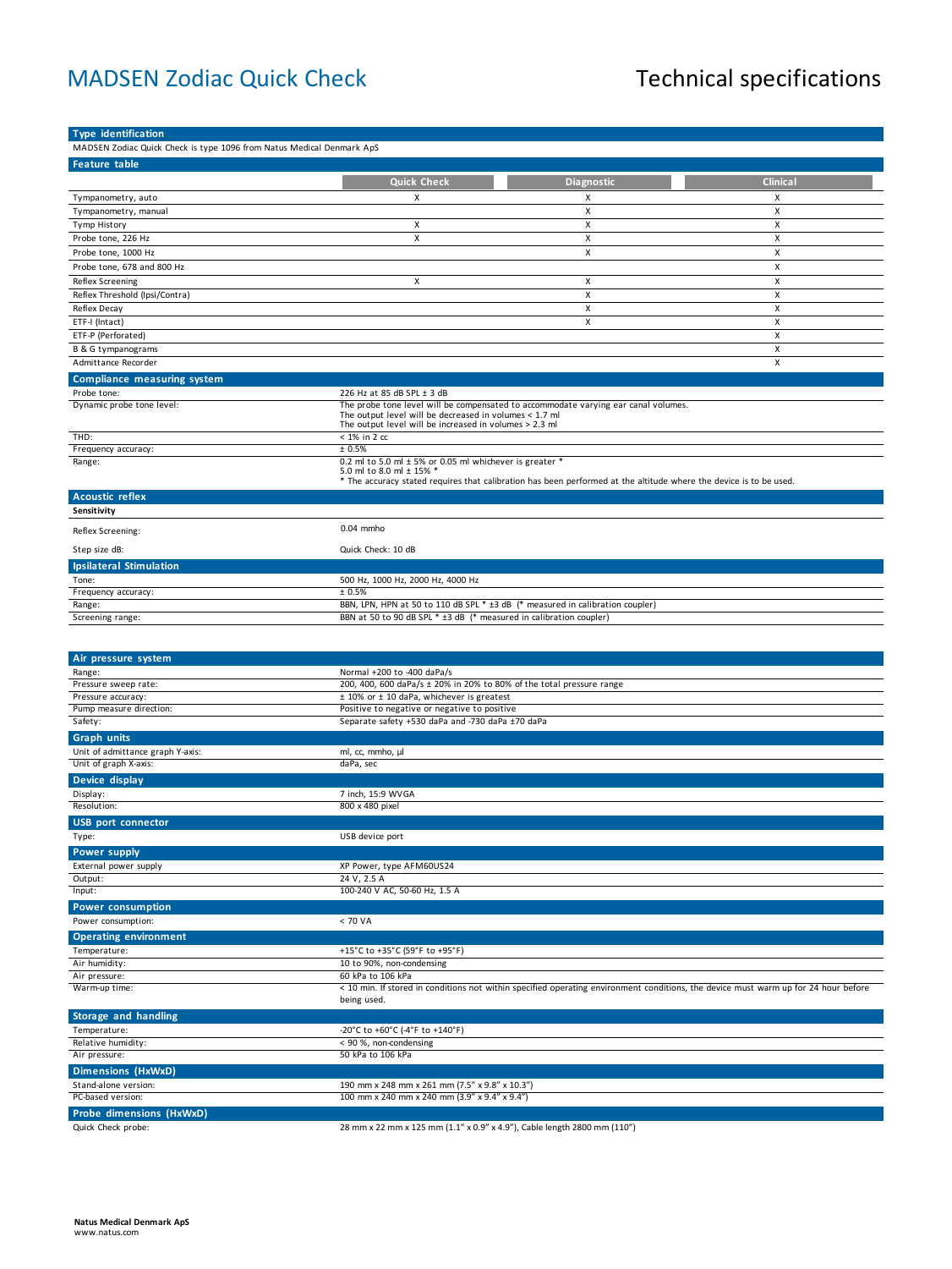# MADSEN Zodiac Quick Check

# Technical specifications

## Type identification

MADSEN Zodiac Quick Check is type 1096 from Natus Medical Denmark ApS

## Feature table

| | Quick Check | Diagnostic | Clinical |
|---|---|---|---|
| Tympanometry, auto | X | X | X |
| Tympanometry, manual | | X | X |
| Tymp History | X | X | X |
| Probe tone, 226 Hz | X | X | X |
| Probe tone, 1000 Hz | | X | X |
| Probe tone, 678 and 800 Hz | | | X |
| Reflex Screening | X | X | X |
| Reflex Threshold (Ipsi/Contra) | | X | X |
| Reflex Decay | | X | X |
| ETF-I (Intact) | | X | X |
| ETF-P (Perforated) | | | X |
| B & G tympanograms | | | X |
| Admittance Recorder | | | X |

## Compliance measuring system

| | |
|---|---|
| Probe tone: | 226 Hz at 85 dB SPL ± 3 dB |
| Dynamic probe tone level: | The probe tone level will be compensated to accommodate varying ear canal volumes.<br>The output level will be decreased in volumes < 1.7 ml<br>The output level will be increased in volumes > 2.3 ml |
| THD: | < 1% in 2 cc |
| Frequency accuracy: | ± 0.5% |
| Range: | 0.2 ml to 5.0 ml ± 5% or 0.05 ml whichever is greater *<br>5.0 ml to 8.0 ml ± 15% *<br>* The accuracy stated requires that calibration has been performed at the altitude where the device is to be used. |

## Acoustic reflex

**Sensitivity**

| | |
|---|---|
| Reflex Screening: | 0.04 mmho |
| Step size dB: | Quick Check: 10 dB |

## Ipsilateral Stimulation

| | |
|---|---|
| Tone: | 500 Hz, 1000 Hz, 2000 Hz, 4000 Hz |
| Frequency accuracy: | ± 0.5% |
| Range: | BBN, LPN, HPN at 50 to 110 dB SPL * ±3 dB (* measured in calibration coupler) |
| Screening range: | BBN at 50 to 90 dB SPL * ±3 dB (* measured in calibration coupler) |

## Air pressure system

| | |
|---|---|
| Range: | Normal +200 to -400 daPa/s |
| Pressure sweep rate: | 200, 400, 600 daPa/s ± 20% in 20% to 80% of the total pressure range |
| Pressure accuracy: | ± 10% or ± 10 daPa, whichever is greatest |
| Pump measure direction: | Positive to negative or negative to positive |
| Safety: | Separate safety +530 daPa and -730 daPa ±70 daPa |

## Graph units

| | |
|---|---|
| Unit of admittance graph Y-axis: | ml, cc, mmho, µl |
| Unit of graph X-axis: | daPa, sec |

## Device display

| | |
|---|---|
| Display: | 7 inch, 15:9 WVGA |
| Resolution: | 800 x 480 pixel |

## USB port connector

| | |
|---|---|
| Type: | USB device port |

## Power supply

| | |
|---|---|
| External power supply | XP Power, type AFM60US24 |
| Output: | 24 V, 2.5 A |
| Input: | 100-240 V AC, 50-60 Hz, 1.5 A |

## Power consumption

| | |
|---|---|
| Power consumption: | < 70 VA |

## Operating environment

| | |
|---|---|
| Temperature: | +15°C to +35°C (59°F to +95°F) |
| Air humidity: | 10 to 90%, non-condensing |
| Air pressure: | 60 kPa to 106 kPa |
| Warm-up time: | < 10 min. If stored in conditions not within specified operating environment conditions, the device must warm up for 24 hour before being used. |

## Storage and handling

| | |
|---|---|
| Temperature: | -20°C to +60°C (-4°F to +140°F) |
| Relative humidity: | < 90 %, non-condensing |
| Air pressure: | 50 kPa to 106 kPa |

## Dimensions (HxWxD)

| | |
|---|---|
| Stand-alone version: | 190 mm x 248 mm x 261 mm (7.5" x 9.8" x 10.3") |
| PC-based version: | 100 mm x 240 mm x 240 mm (3.9" x 9.4" x 9.4") |

## Probe dimensions (HxWxD)

| | |
|---|---|
| Quick Check probe: | 28 mm x 22 mm x 125 mm (1.1" x 0.9" x 4.9"), Cable length 2800 mm (110") |

**Natus Medical Denmark ApS**
www.natus.com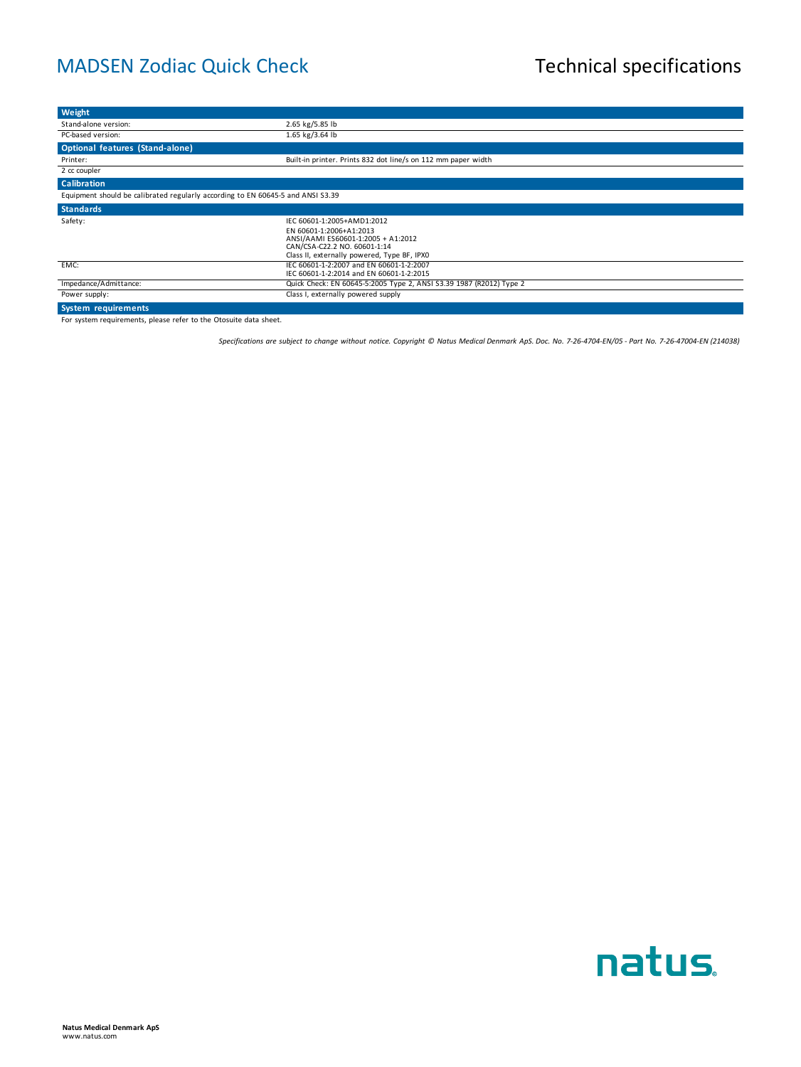# MADSEN Zodiac Quick Check

# Technical specifications

| | |
|---|---|
| **Weight** | |
| Stand-alone version: | 2.65 kg/5.85 lb |
| PC-based version: | 1.65 kg/3.64 lb |
| **Optional features (Stand-alone)** | |
| Printer: | Built-in printer. Prints 832 dot line/s on 112 mm paper width |
| 2 cc coupler | |
| **Calibration** | |
| Equipment should be calibrated regularly according to EN 60645-5 and ANSI S3.39 | |
| **Standards** | |
| Safety: | IEC 60601-1:2005+AMD1:2012<br>EN 60601-1:2006+A1:2013<br>ANSI/AAMI ES60601-1:2005 + A1:2012<br>CAN/CSA-C22.2 NO. 60601-1:14<br>Class II, externally powered, Type BF, IPX0 |
| EMC: | IEC 60601-1-2:2007 and EN 60601-1-2:2007<br>IEC 60601-1-2:2014 and EN 60601-1-2:2015 |
| Impedance/Admittance: | Quick Check: EN 60645-5:2005 Type 2, ANSI S3.39 1987 (R2012) Type 2 |
| Power supply: | Class I, externally powered supply |
| **System requirements** | |
| For system requirements, please refer to the Otosuite data sheet. | |

*Specifications are subject to change without notice. Copyright © Natus Medical Denmark ApS. Doc. No. 7-26-4704-EN/05 - Part No. 7-26-47004-EN (214038)*

natus.

**Natus Medical Denmark ApS**
www.natus.com